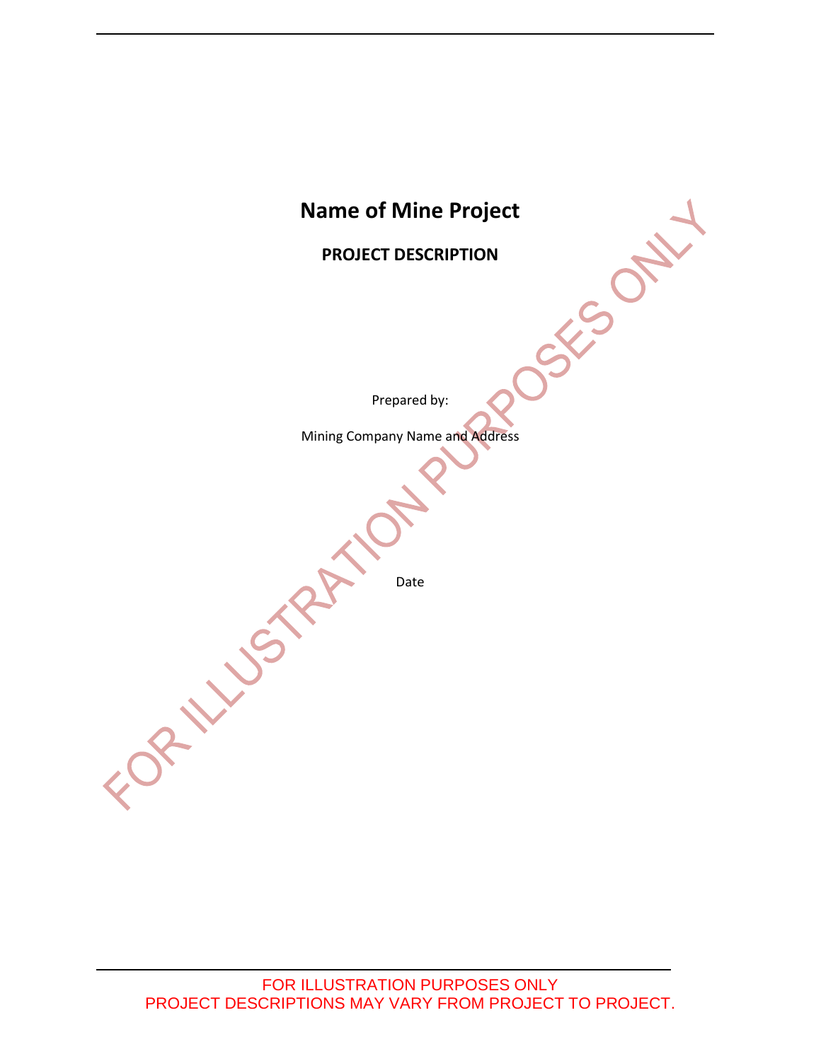# Name of Mine Project

## PROJECT DESCRIPTION

Prepared by:

Mining Company Name and Address

Date

FOR ILLUSTRATION PURPOSES ONLY

FOR ILLUSTRATION PURPOSES ONLY
PROJECT DESCRIPTIONS MAY VARY FROM PROJECT TO PROJECT.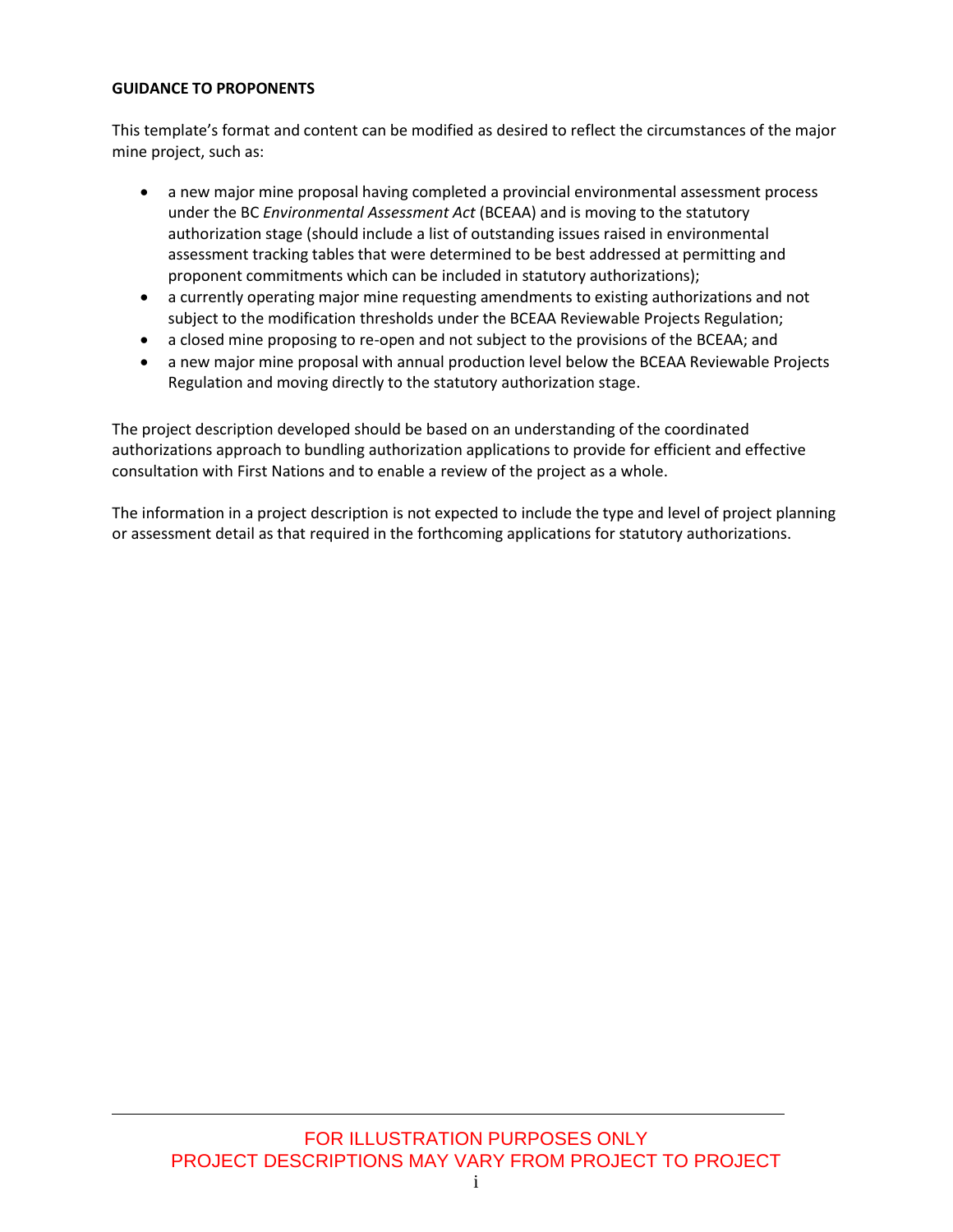**GUIDANCE TO PROPONENTS**

This template's format and content can be modified as desired to reflect the circumstances of the major mine project, such as:

- a new major mine proposal having completed a provincial environmental assessment process under the BC *Environmental Assessment Act* (BCEAA) and is moving to the statutory authorization stage (should include a list of outstanding issues raised in environmental assessment tracking tables that were determined to be best addressed at permitting and proponent commitments which can be included in statutory authorizations);
- a currently operating major mine requesting amendments to existing authorizations and not subject to the modification thresholds under the BCEAA Reviewable Projects Regulation;
- a closed mine proposing to re-open and not subject to the provisions of the BCEAA; and
- a new major mine proposal with annual production level below the BCEAA Reviewable Projects Regulation and moving directly to the statutory authorization stage.

The project description developed should be based on an understanding of the coordinated authorizations approach to bundling authorization applications to provide for efficient and effective consultation with First Nations and to enable a review of the project as a whole.

The information in a project description is not expected to include the type and level of project planning or assessment detail as that required in the forthcoming applications for statutory authorizations.

FOR ILLUSTRATION PURPOSES ONLY
PROJECT DESCRIPTIONS MAY VARY FROM PROJECT TO PROJECT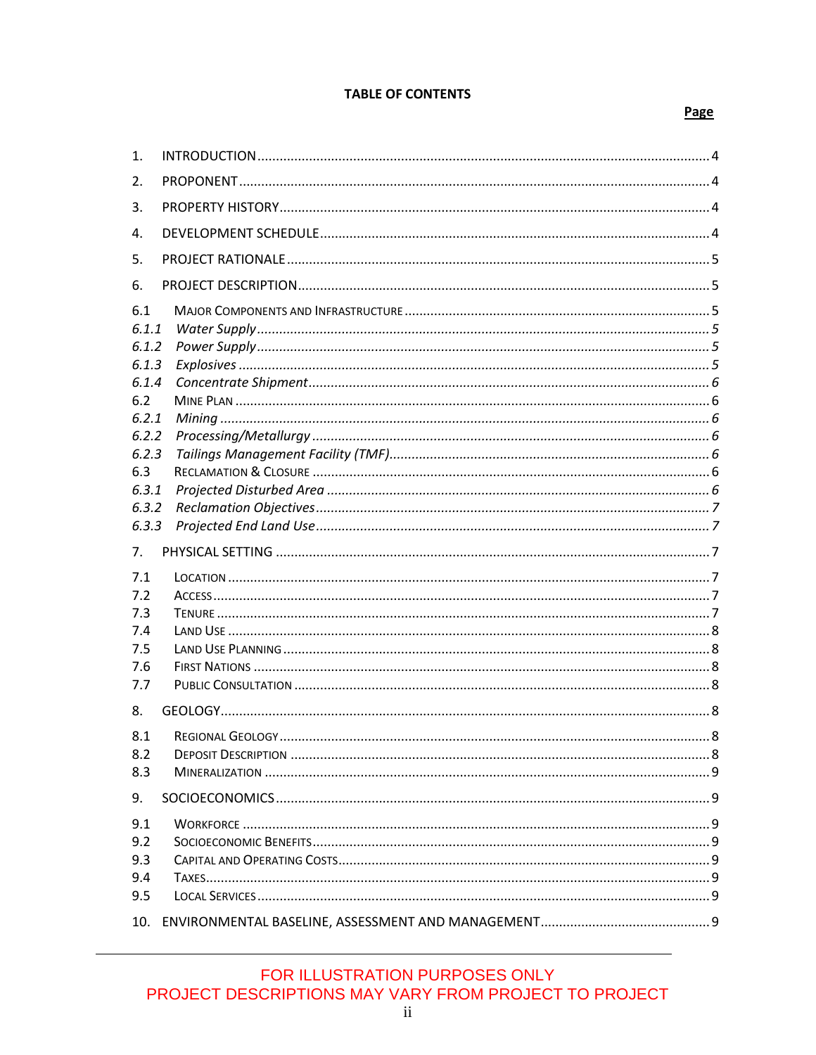**TABLE OF CONTENTS**

| | | Page |
|---|---|---|
| 1. | INTRODUCTION | 4 |
| 2. | PROPONENT | 4 |
| 3. | PROPERTY HISTORY | 4 |
| 4. | DEVELOPMENT SCHEDULE | 4 |
| 5. | PROJECT RATIONALE | 5 |
| 6. | PROJECT DESCRIPTION | 5 |
| 6.1 | MAJOR COMPONENTS AND INFRASTRUCTURE | 5 |
| *6.1.1* | *Water Supply* | *5* |
| *6.1.2* | *Power Supply* | *5* |
| *6.1.3* | *Explosives* | *5* |
| *6.1.4* | *Concentrate Shipment* | *6* |
| 6.2 | MINE PLAN | 6 |
| *6.2.1* | *Mining* | *6* |
| *6.2.2* | *Processing/Metallurgy* | *6* |
| *6.2.3* | *Tailings Management Facility (TMF)* | *6* |
| 6.3 | RECLAMATION & CLOSURE | 6 |
| *6.3.1* | *Projected Disturbed Area* | *6* |
| *6.3.2* | *Reclamation Objectives* | *7* |
| *6.3.3* | *Projected End Land Use* | *7* |
| 7. | PHYSICAL SETTING | 7 |
| 7.1 | LOCATION | 7 |
| 7.2 | ACCESS | 7 |
| 7.3 | TENURE | 7 |
| 7.4 | LAND USE | 8 |
| 7.5 | LAND USE PLANNING | 8 |
| 7.6 | FIRST NATIONS | 8 |
| 7.7 | PUBLIC CONSULTATION | 8 |
| 8. | GEOLOGY | 8 |
| 8.1 | REGIONAL GEOLOGY | 8 |
| 8.2 | DEPOSIT DESCRIPTION | 8 |
| 8.3 | MINERALIZATION | 9 |
| 9. | SOCIOECONOMICS | 9 |
| 9.1 | WORKFORCE | 9 |
| 9.2 | SOCIOECONOMIC BENEFITS | 9 |
| 9.3 | CAPITAL AND OPERATING COSTS | 9 |
| 9.4 | TAXES | 9 |
| 9.5 | LOCAL SERVICES | 9 |
| 10. | ENVIRONMENTAL BASELINE, ASSESSMENT AND MANAGEMENT | 9 |

FOR ILLUSTRATION PURPOSES ONLY
PROJECT DESCRIPTIONS MAY VARY FROM PROJECT TO PROJECT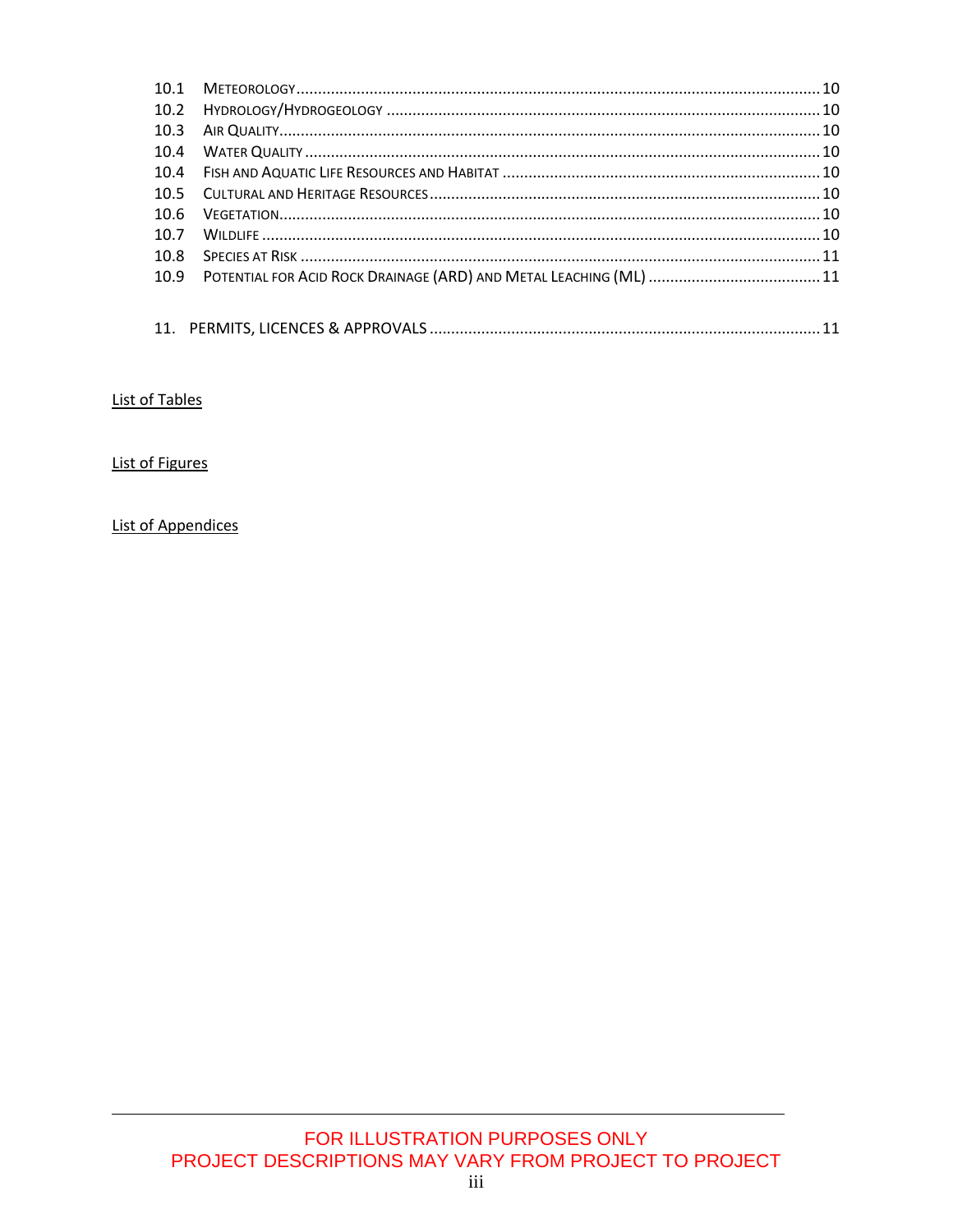10.1 METEOROLOGY ........................................................................................................................ 10
10.2 HYDROLOGY/HYDROGEOLOGY .................................................................................................. 10
10.3 AIR QUALITY.......................................................................................................................... 10
10.4 WATER QUALITY .................................................................................................................... 10
10.4 FISH AND AQUATIC LIFE RESOURCES AND HABITAT ......................................................................... 10
10.5 CULTURAL AND HERITAGE RESOURCES........................................................................................ 10
10.6 VEGETATION........................................................................................................................... 10
10.7 WILDLIFE ............................................................................................................................... 10
10.8 SPECIES AT RISK ..................................................................................................................... 11
10.9 POTENTIAL FOR ACID ROCK DRAINAGE (ARD) AND METAL LEACHING (ML) ........................................ 11

11. PERMITS, LICENCES & APPROVALS ......................................................................................... 11

List of Tables

List of Figures

List of Appendices

FOR ILLUSTRATION PURPOSES ONLY
PROJECT DESCRIPTIONS MAY VARY FROM PROJECT TO PROJECT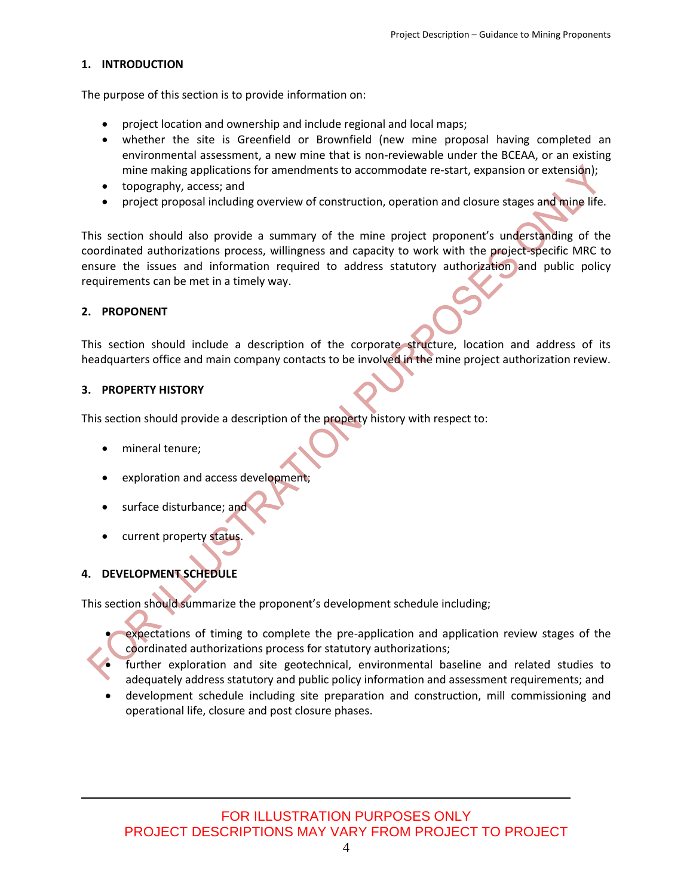## 1. INTRODUCTION

The purpose of this section is to provide information on:

- project location and ownership and include regional and local maps;
- whether the site is Greenfield or Brownfield (new mine proposal having completed an environmental assessment, a new mine that is non-reviewable under the BCEAA, or an existing mine making applications for amendments to accommodate re-start, expansion or extension);
- topography, access; and
- project proposal including overview of construction, operation and closure stages and mine life.

This section should also provide a summary of the mine project proponent's understanding of the coordinated authorizations process, willingness and capacity to work with the project-specific MRC to ensure the issues and information required to address statutory authorization and public policy requirements can be met in a timely way.

## 2. PROPONENT

This section should include a description of the corporate structure, location and address of its headquarters office and main company contacts to be involved in the mine project authorization review.

## 3. PROPERTY HISTORY

This section should provide a description of the property history with respect to:

- mineral tenure;
- exploration and access development;
- surface disturbance; and
- current property status.

## 4. DEVELOPMENT SCHEDULE

This section should summarize the proponent's development schedule including;

- expectations of timing to complete the pre-application and application review stages of the coordinated authorizations process for statutory authorizations;
- further exploration and site geotechnical, environmental baseline and related studies to adequately address statutory and public policy information and assessment requirements; and
- development schedule including site preparation and construction, mill commissioning and operational life, closure and post closure phases.

FOR ILLUSTRATION PURPOSES ONLY
PROJECT DESCRIPTIONS MAY VARY FROM PROJECT TO PROJECT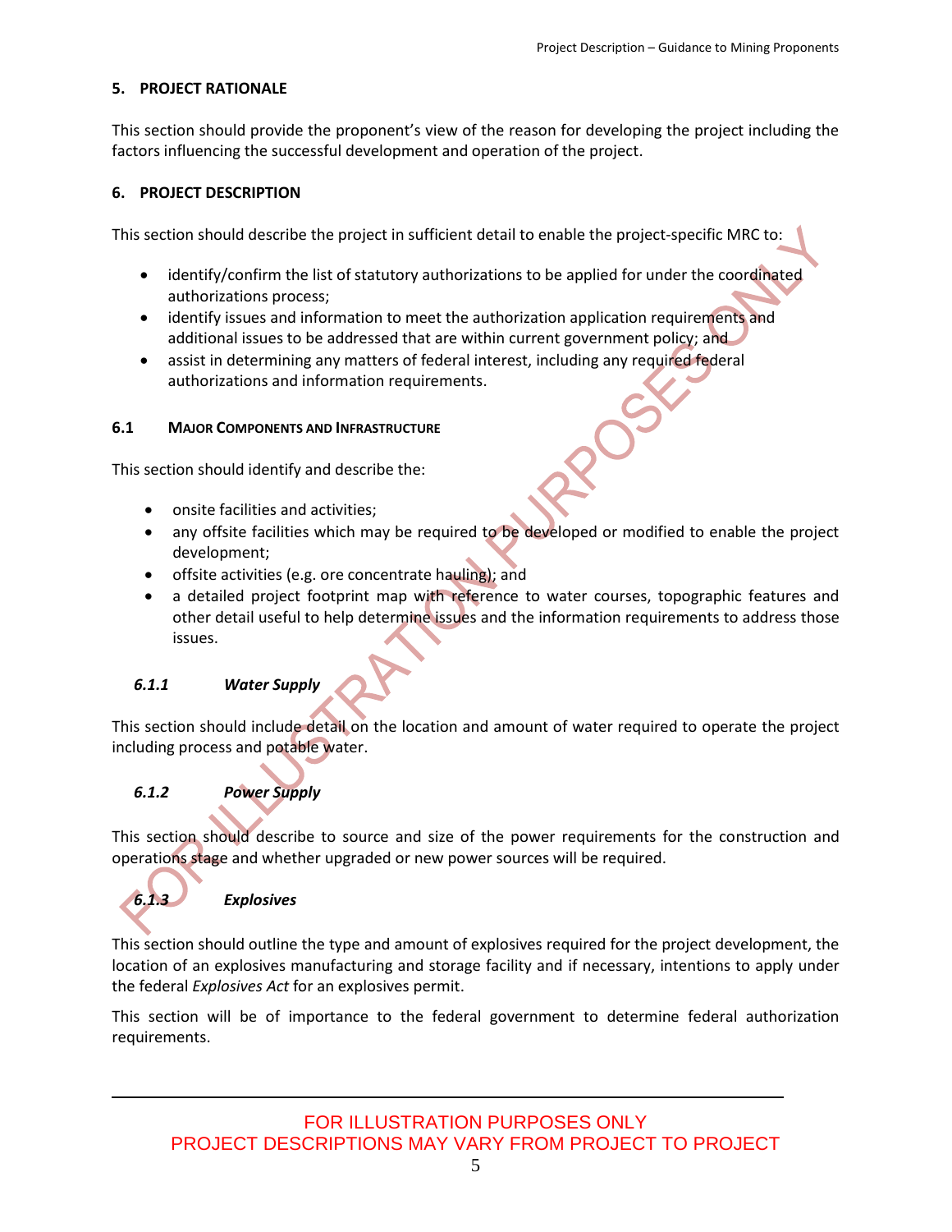## 5. PROJECT RATIONALE

This section should provide the proponent's view of the reason for developing the project including the factors influencing the successful development and operation of the project.

## 6. PROJECT DESCRIPTION

This section should describe the project in sufficient detail to enable the project-specific MRC to:

- identify/confirm the list of statutory authorizations to be applied for under the coordinated authorizations process;
- identify issues and information to meet the authorization application requirements and additional issues to be addressed that are within current government policy; and
- assist in determining any matters of federal interest, including any required federal authorizations and information requirements.

### 6.1 MAJOR COMPONENTS AND INFRASTRUCTURE

This section should identify and describe the:

- onsite facilities and activities;
- any offsite facilities which may be required to be developed or modified to enable the project development;
- offsite activities (e.g. ore concentrate hauling); and
- a detailed project footprint map with reference to water courses, topographic features and other detail useful to help determine issues and the information requirements to address those issues.

#### *6.1.1 Water Supply*

This section should include detail on the location and amount of water required to operate the project including process and potable water.

#### *6.1.2 Power Supply*

This section should describe to source and size of the power requirements for the construction and operations stage and whether upgraded or new power sources will be required.

#### *6.1.3 Explosives*

This section should outline the type and amount of explosives required for the project development, the location of an explosives manufacturing and storage facility and if necessary, intentions to apply under the federal *Explosives Act* for an explosives permit.

This section will be of importance to the federal government to determine federal authorization requirements.

FOR ILLUSTRATION PURPOSES ONLY
PROJECT DESCRIPTIONS MAY VARY FROM PROJECT TO PROJECT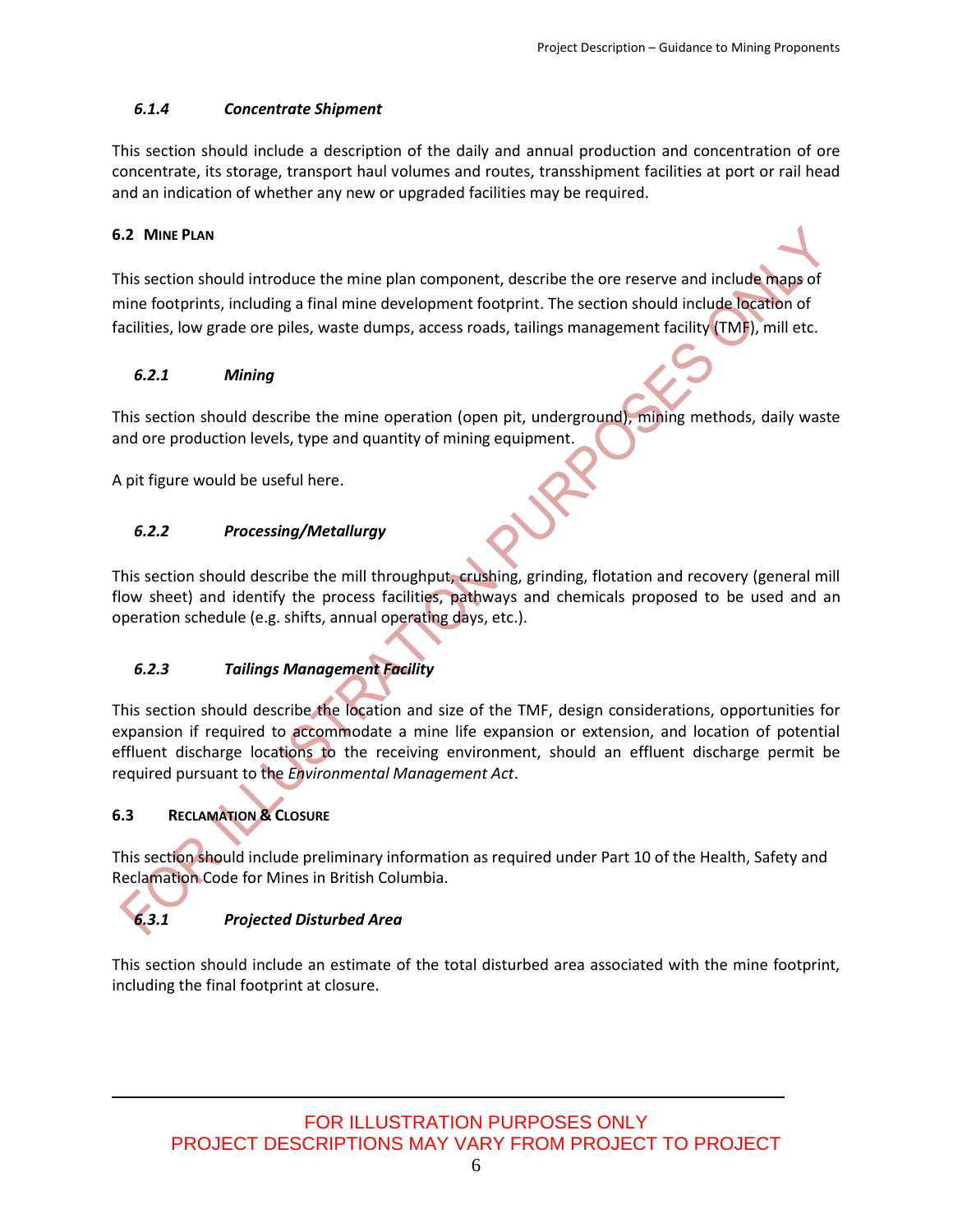#### *6.1.4 Concentrate Shipment*

This section should include a description of the daily and annual production and concentration of ore concentrate, its storage, transport haul volumes and routes, transshipment facilities at port or rail head and an indication of whether any new or upgraded facilities may be required.

### 6.2 Mine Plan

This section should introduce the mine plan component, describe the ore reserve and include maps of mine footprints, including a final mine development footprint. The section should include location of facilities, low grade ore piles, waste dumps, access roads, tailings management facility (TMF), mill etc.

#### *6.2.1 Mining*

This section should describe the mine operation (open pit, underground), mining methods, daily waste and ore production levels, type and quantity of mining equipment.

A pit figure would be useful here.

#### *6.2.2 Processing/Metallurgy*

This section should describe the mill throughput, crushing, grinding, flotation and recovery (general mill flow sheet) and identify the process facilities, pathways and chemicals proposed to be used and an operation schedule (e.g. shifts, annual operating days, etc.).

#### *6.2.3 Tailings Management Facility*

This section should describe the location and size of the TMF, design considerations, opportunities for expansion if required to accommodate a mine life expansion or extension, and location of potential effluent discharge locations to the receiving environment, should an effluent discharge permit be required pursuant to the *Environmental Management Act*.

### 6.3 Reclamation & Closure

This section should include preliminary information as required under Part 10 of the Health, Safety and Reclamation Code for Mines in British Columbia.

#### *6.3.1 Projected Disturbed Area*

This section should include an estimate of the total disturbed area associated with the mine footprint, including the final footprint at closure.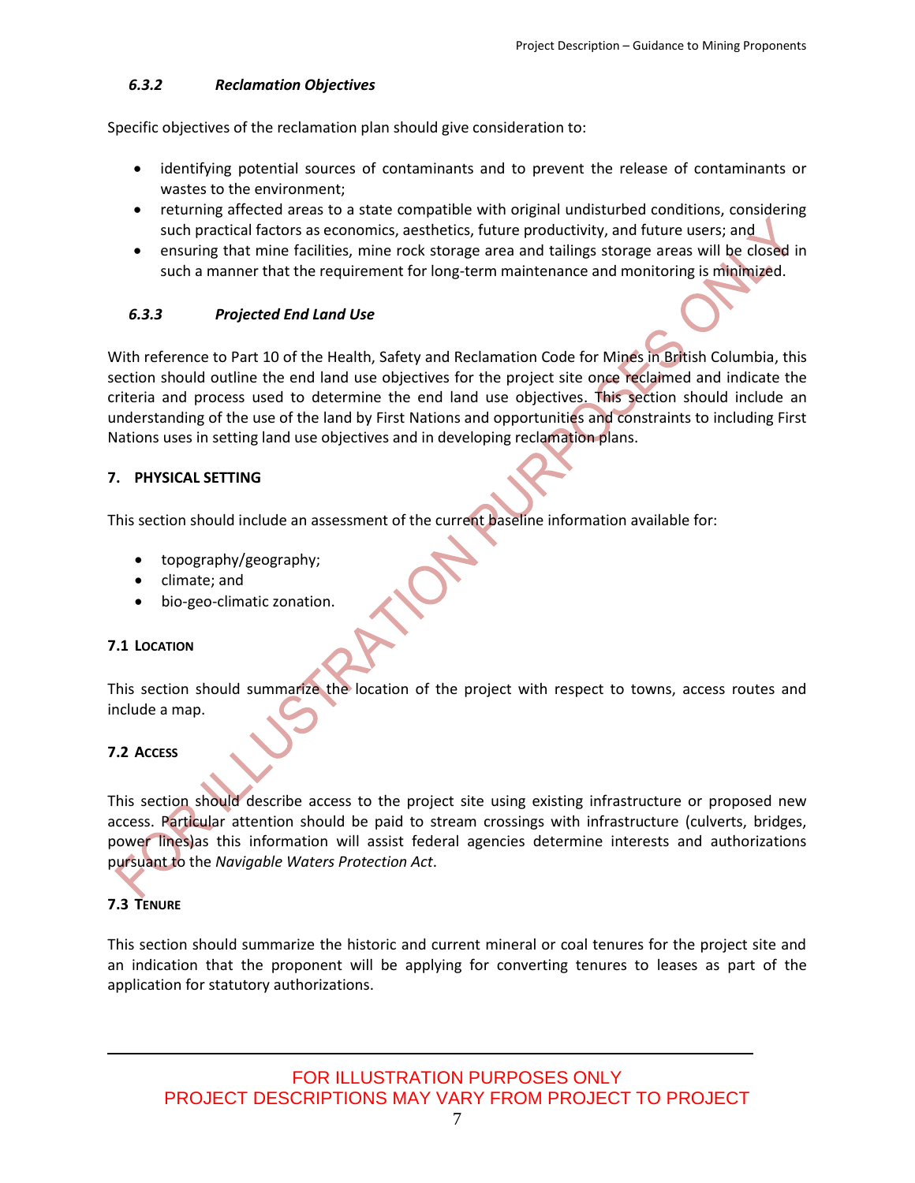### *6.3.2 Reclamation Objectives*

Specific objectives of the reclamation plan should give consideration to:

- identifying potential sources of contaminants and to prevent the release of contaminants or wastes to the environment;
- returning affected areas to a state compatible with original undisturbed conditions, considering such practical factors as economics, aesthetics, future productivity, and future users; and
- ensuring that mine facilities, mine rock storage area and tailings storage areas will be closed in such a manner that the requirement for long-term maintenance and monitoring is minimized.

### *6.3.3 Projected End Land Use*

With reference to Part 10 of the Health, Safety and Reclamation Code for Mines in British Columbia, this section should outline the end land use objectives for the project site once reclaimed and indicate the criteria and process used to determine the end land use objectives. This section should include an understanding of the use of the land by First Nations and opportunities and constraints to including First Nations uses in setting land use objectives and in developing reclamation plans.

## 7. PHYSICAL SETTING

This section should include an assessment of the current baseline information available for:

- topography/geography;
- climate; and
- bio-geo-climatic zonation.

### 7.1 LOCATION

This section should summarize the location of the project with respect to towns, access routes and include a map.

### 7.2 ACCESS

This section should describe access to the project site using existing infrastructure or proposed new access. Particular attention should be paid to stream crossings with infrastructure (culverts, bridges, power lines)as this information will assist federal agencies determine interests and authorizations pursuant to the *Navigable Waters Protection Act*.

### 7.3 TENURE

This section should summarize the historic and current mineral or coal tenures for the project site and an indication that the proponent will be applying for converting tenures to leases as part of the application for statutory authorizations.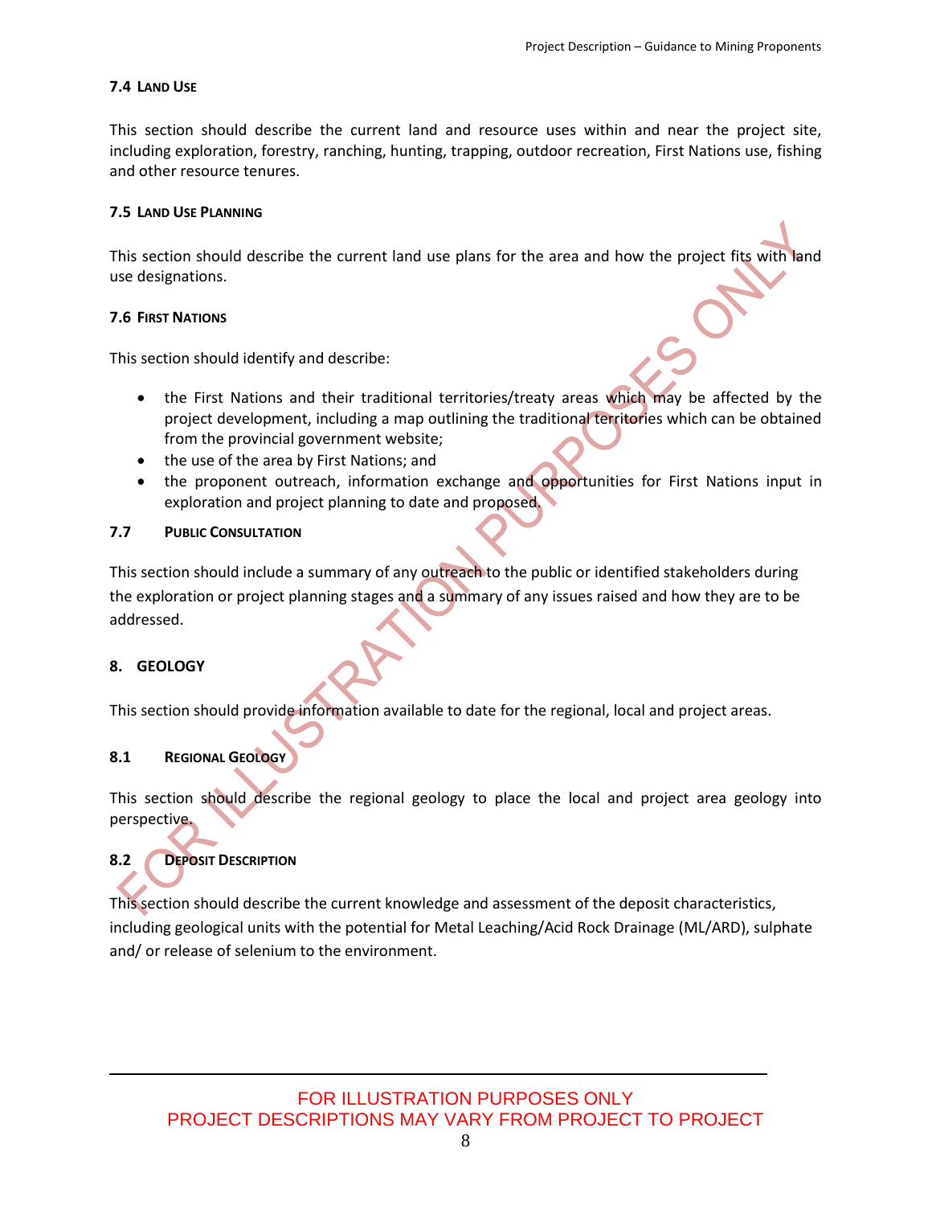### 7.4 Land Use

This section should describe the current land and resource uses within and near the project site, including exploration, forestry, ranching, hunting, trapping, outdoor recreation, First Nations use, fishing and other resource tenures.

### 7.5 Land Use Planning

This section should describe the current land use plans for the area and how the project fits with land use designations.

### 7.6 First Nations

This section should identify and describe:

- the First Nations and their traditional territories/treaty areas which may be affected by the project development, including a map outlining the traditional territories which can be obtained from the provincial government website;
- the use of the area by First Nations; and
- the proponent outreach, information exchange and opportunities for First Nations input in exploration and project planning to date and proposed.

### 7.7 Public Consultation

This section should include a summary of any outreach to the public or identified stakeholders during the exploration or project planning stages and a summary of any issues raised and how they are to be addressed.

## 8. GEOLOGY

This section should provide information available to date for the regional, local and project areas.

### 8.1 Regional Geology

This section should describe the regional geology to place the local and project area geology into perspective.

### 8.2 Deposit Description

This section should describe the current knowledge and assessment of the deposit characteristics, including geological units with the potential for Metal Leaching/Acid Rock Drainage (ML/ARD), sulphate and/ or release of selenium to the environment.

FOR ILLUSTRATION PURPOSES ONLY
PROJECT DESCRIPTIONS MAY VARY FROM PROJECT TO PROJECT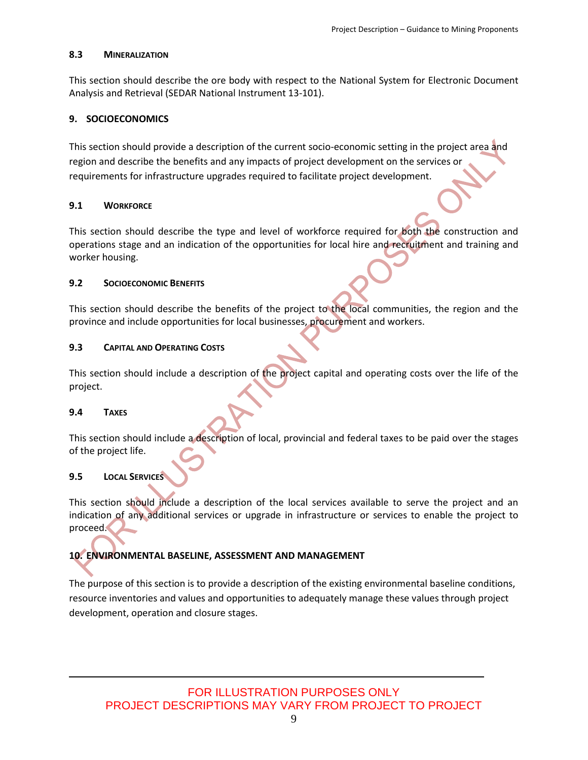### 8.3 Mineralization

This section should describe the ore body with respect to the National System for Electronic Document Analysis and Retrieval (SEDAR National Instrument 13-101).

## 9. SOCIOECONOMICS

This section should provide a description of the current socio-economic setting in the project area and region and describe the benefits and any impacts of project development on the services or requirements for infrastructure upgrades required to facilitate project development.

### 9.1 Workforce

This section should describe the type and level of workforce required for both the construction and operations stage and an indication of the opportunities for local hire and recruitment and training and worker housing.

### 9.2 Socioeconomic Benefits

This section should describe the benefits of the project to the local communities, the region and the province and include opportunities for local businesses, procurement and workers.

### 9.3 Capital and Operating Costs

This section should include a description of the project capital and operating costs over the life of the project.

### 9.4 Taxes

This section should include a description of local, provincial and federal taxes to be paid over the stages of the project life.

### 9.5 Local Services

This section should include a description of the local services available to serve the project and an indication of any additional services or upgrade in infrastructure or services to enable the project to proceed.

## 10. ENVIRONMENTAL BASELINE, ASSESSMENT AND MANAGEMENT

The purpose of this section is to provide a description of the existing environmental baseline conditions, resource inventories and values and opportunities to adequately manage these values through project development, operation and closure stages.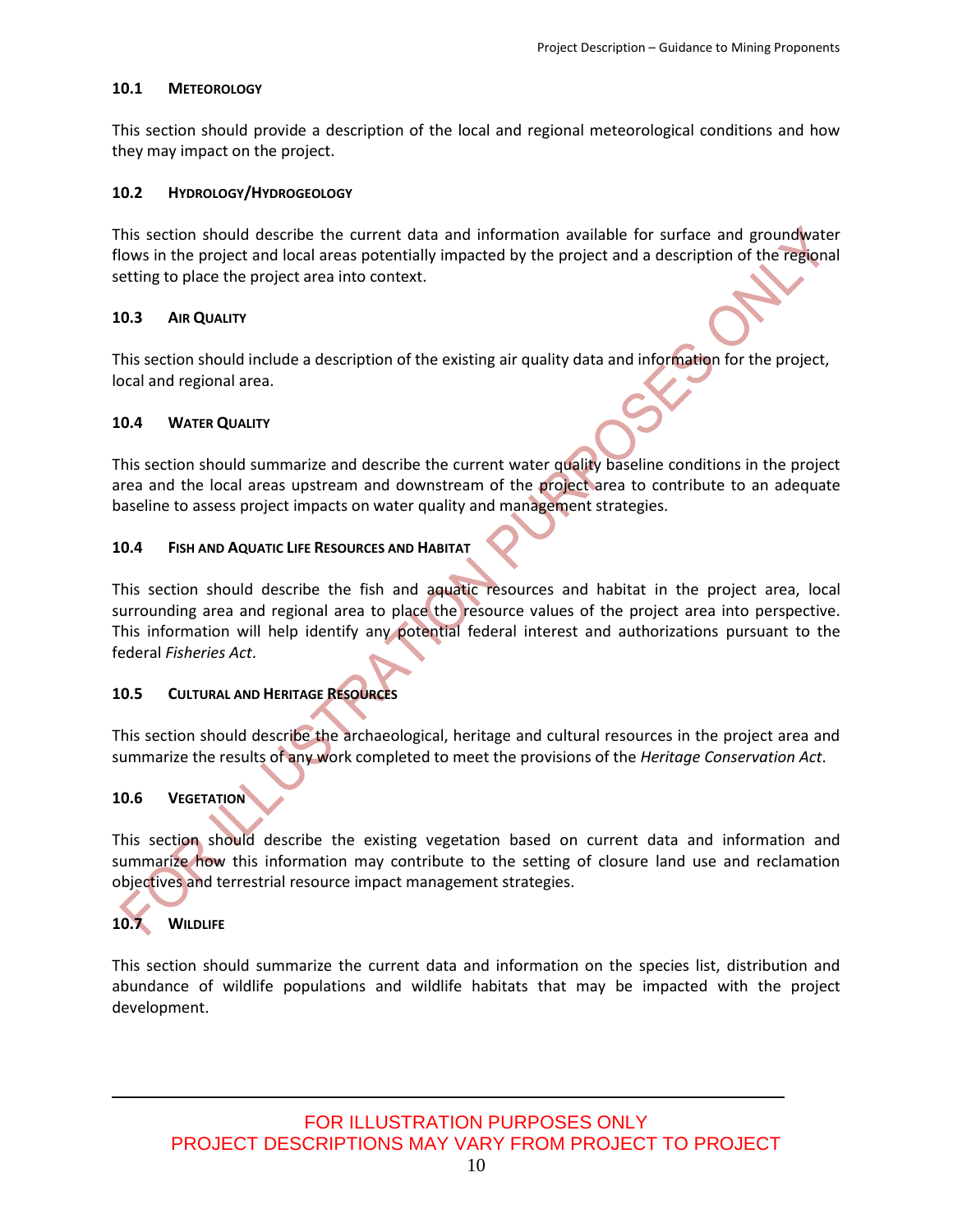### 10.1 METEOROLOGY

This section should provide a description of the local and regional meteorological conditions and how they may impact on the project.

### 10.2 HYDROLOGY/HYDROGEOLOGY

This section should describe the current data and information available for surface and groundwater flows in the project and local areas potentially impacted by the project and a description of the regional setting to place the project area into context.

### 10.3 AIR QUALITY

This section should include a description of the existing air quality data and information for the project, local and regional area.

### 10.4 WATER QUALITY

This section should summarize and describe the current water quality baseline conditions in the project area and the local areas upstream and downstream of the project area to contribute to an adequate baseline to assess project impacts on water quality and management strategies.

### 10.4 FISH AND AQUATIC LIFE RESOURCES AND HABITAT

This section should describe the fish and aquatic resources and habitat in the project area, local surrounding area and regional area to place the resource values of the project area into perspective. This information will help identify any potential federal interest and authorizations pursuant to the federal *Fisheries Act*.

### 10.5 CULTURAL AND HERITAGE RESOURCES

This section should describe the archaeological, heritage and cultural resources in the project area and summarize the results of any work completed to meet the provisions of the *Heritage Conservation Act*.

### 10.6 VEGETATION

This section should describe the existing vegetation based on current data and information and summarize how this information may contribute to the setting of closure land use and reclamation objectives and terrestrial resource impact management strategies.

### 10.7 WILDLIFE

This section should summarize the current data and information on the species list, distribution and abundance of wildlife populations and wildlife habitats that may be impacted with the project development.

FOR ILLUSTRATION PURPOSES ONLY
PROJECT DESCRIPTIONS MAY VARY FROM PROJECT TO PROJECT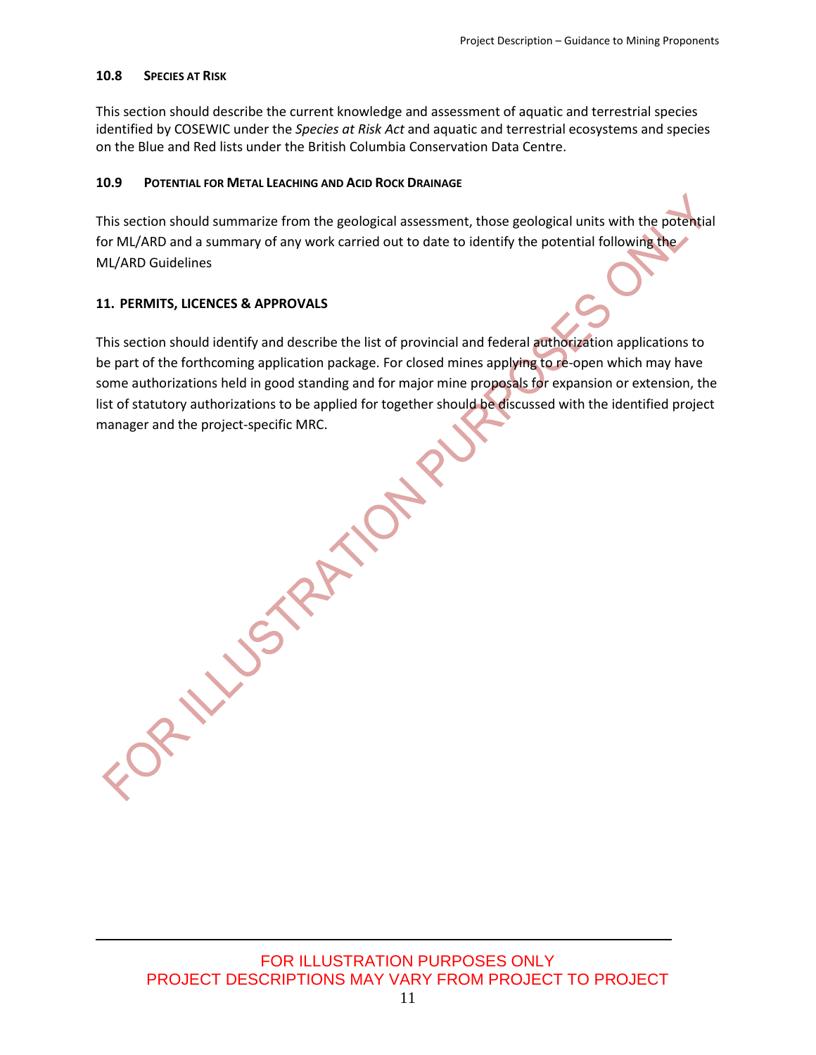### 10.8 Species at Risk

This section should describe the current knowledge and assessment of aquatic and terrestrial species identified by COSEWIC under the *Species at Risk Act* and aquatic and terrestrial ecosystems and species on the Blue and Red lists under the British Columbia Conservation Data Centre.

### 10.9 Potential for Metal Leaching and Acid Rock Drainage

This section should summarize from the geological assessment, those geological units with the potential for ML/ARD and a summary of any work carried out to date to identify the potential following the ML/ARD Guidelines

## 11. PERMITS, LICENCES & APPROVALS

This section should identify and describe the list of provincial and federal authorization applications to be part of the forthcoming application package. For closed mines applying to re-open which may have some authorizations held in good standing and for major mine proposals for expansion or extension, the list of statutory authorizations to be applied for together should be discussed with the identified project manager and the project-specific MRC.

FOR ILLUSTRATION PURPOSES ONLY
PROJECT DESCRIPTIONS MAY VARY FROM PROJECT TO PROJECT